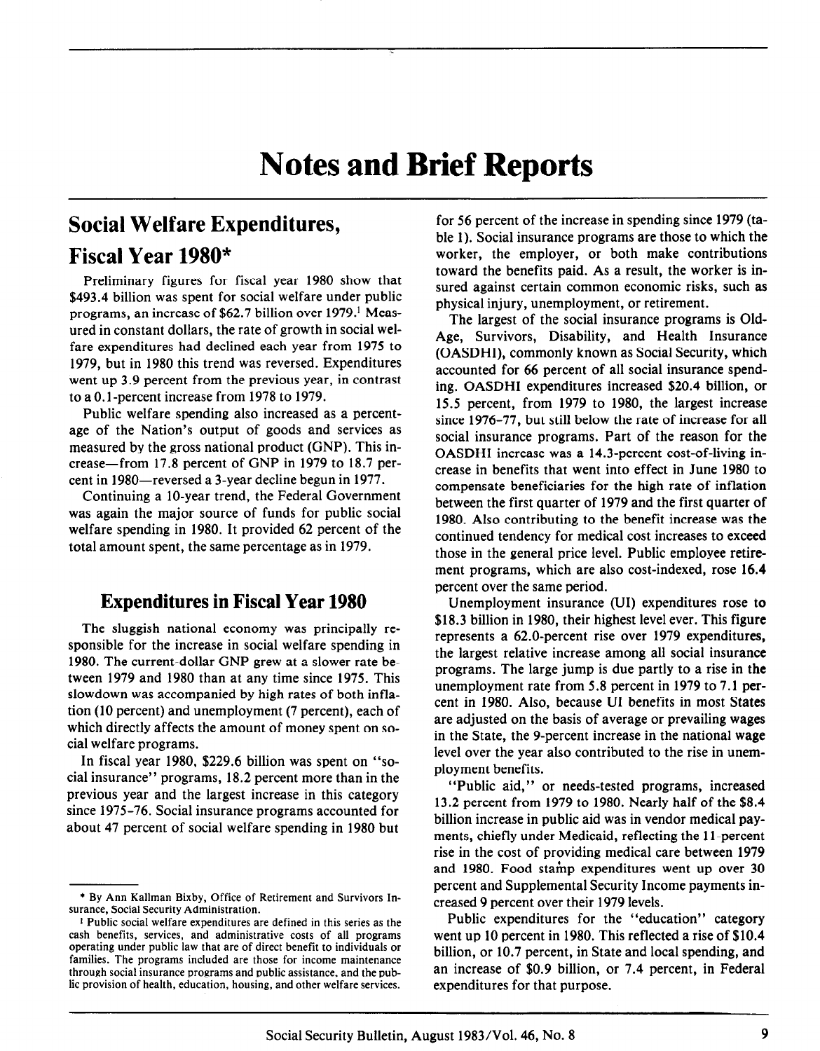# Notes and Brief Reports

## Social Welfare Expenditures, Fiscal Year 1980*

Preliminary figures for fiscal year 1980 show that $493.4 billion was spent for social welfare under public programs, an increase of $62.7 billion over 1979.[1] Measured in constant dollars, the rate of growth in social welfare expenditures had declined each year from 1975 to 1979, but in 1980 this trend was reversed. Expenditures went up 3.9 percent from the previous year, in contrast to a 0.1-percent increase from 1978 to 1979.

Public welfare spending also increased as a percentage of the Nation's output of goods and services as measured by the gross national product (GNP). This increase—from 17.8 percent of GNP in 1979 to 18.7 percent in 1980—reversed a 3-year decline begun in 1977.

Continuing a 10-year trend, the Federal Government was again the major source of funds for public social welfare spending in 1980. It provided 62 percent of the total amount spent, the same percentage as in 1979.

### Expenditures in Fiscal Year 1980

The sluggish national economy was principally responsible for the increase in social welfare spending in 1980. The current-dollar GNP grew at a slower rate between 1979 and 1980 than at any time since 1975. This slowdown was accompanied by high rates of both inflation (10 percent) and unemployment (7 percent), each of which directly affects the amount of money spent on social welfare programs.

In fiscal year 1980, $229.6 billion was spent on "social insurance" programs, 18.2 percent more than in the previous year and the largest increase in this category since 1975-76. Social insurance programs accounted for about 47 percent of social welfare spending in 1980 but for 56 percent of the increase in spending since 1979 (table 1). Social insurance programs are those to which the worker, the employer, or both make contributions toward the benefits paid. As a result, the worker is insured against certain common economic risks, such as physical injury, unemployment, or retirement.

The largest of the social insurance programs is Old-Age, Survivors, Disability, and Health Insurance (OASDHI), commonly known as Social Security, which accounted for 66 percent of all social insurance spending. OASDHI expenditures increased $20.4 billion, or 15.5 percent, from 1979 to 1980, the largest increase since 1976-77, but still below the rate of increase for all social insurance programs. Part of the reason for the OASDHI increase was a 14.3-percent cost-of-living increase in benefits that went into effect in June 1980 to compensate beneficiaries for the high rate of inflation between the first quarter of 1979 and the first quarter of 1980. Also contributing to the benefit increase was the continued tendency for medical cost increases to exceed those in the general price level. Public employee retirement programs, which are also cost-indexed, rose 16.4 percent over the same period.

Unemployment insurance (UI) expenditures rose to $18.3 billion in 1980, their highest level ever. This figure represents a 62.0-percent rise over 1979 expenditures, the largest relative increase among all social insurance programs. The large jump is due partly to a rise in the unemployment rate from 5.8 percent in 1979 to 7.1 percent in 1980. Also, because UI benefits in most States are adjusted on the basis of average or prevailing wages in the State, the 9-percent increase in the national wage level over the year also contributed to the rise in unemployment benefits.

"Public aid," or needs-tested programs, increased 13.2 percent from 1979 to 1980. Nearly half of the $8.4 billion increase in public aid was in vendor medical payments, chiefly under Medicaid, reflecting the 11-percent rise in the cost of providing medical care between 1979 and 1980. Food stamp expenditures went up over 30 percent and Supplemental Security Income payments increased 9 percent over their 1979 levels.

Public expenditures for the "education" category went up 10 percent in 1980. This reflected a rise of $10.4 billion, or 10.7 percent, in State and local spending, and an increase of $0.9 billion, or 7.4 percent, in Federal expenditures for that purpose.

---

\* By Ann Kallman Bixby, Office of Retirement and Survivors Insurance, Social Security Administration.

[1] Public social welfare expenditures are defined in this series as the cash benefits, services, and administrative costs of all programs operating under public law that are of direct benefit to individuals or families. The programs included are those for income maintenance through social insurance programs and public assistance, and the public provision of health, education, housing, and other welfare services.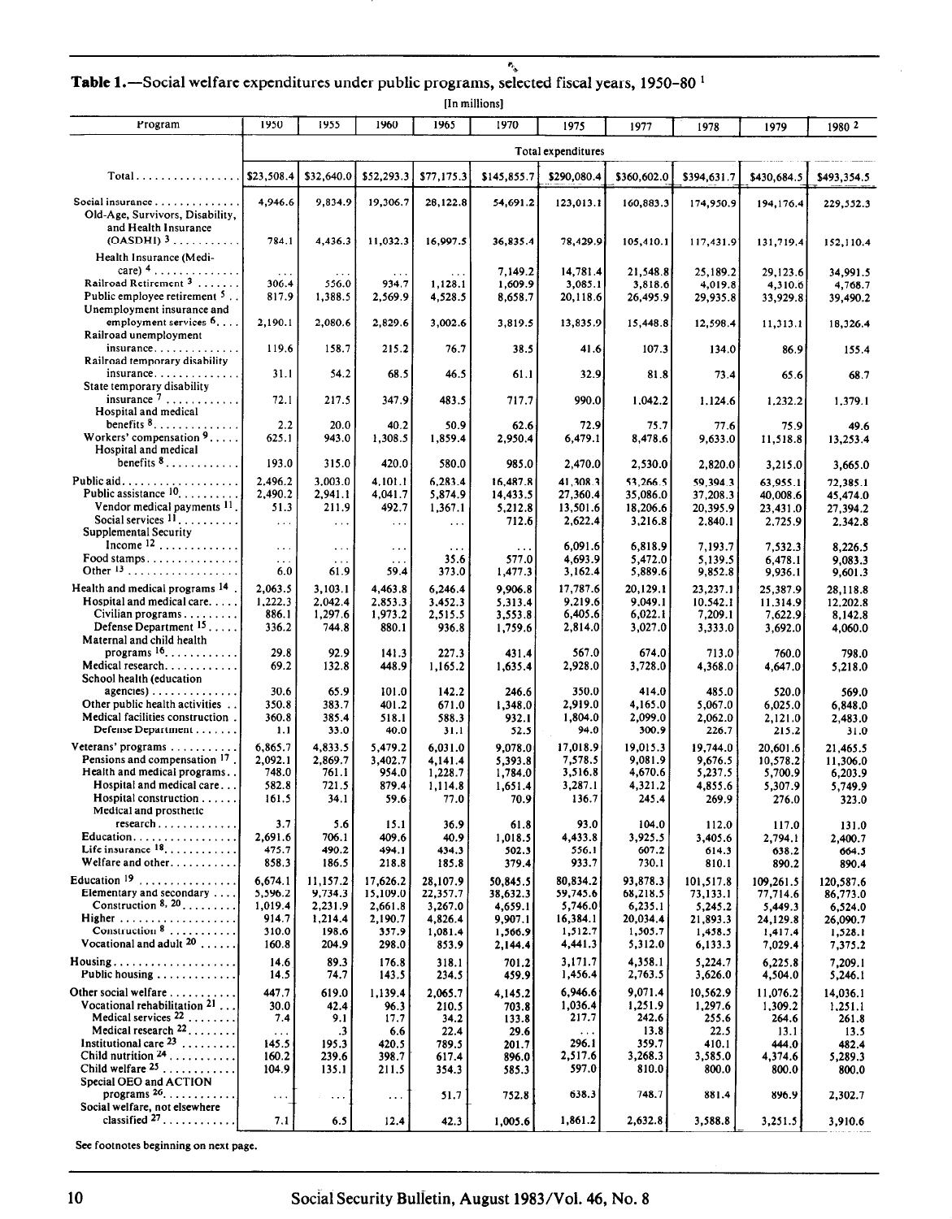**Table 1.**—Social welfare expenditures under public programs, selected fiscal years, 1950–80 [1]

[In millions]

| Program | 1950 | 1955 | 1960 | 1965 | 1970 | 1975 | 1977 | 1978 | 1979 | 1980 [2] |
|---|---|---|---|---|---|---|---|---|---|---|
| | Total expenditures | | | | | | | | | |
| Total | $23,508.4 | $32,640.0 | $52,293.3 | $77,175.3 | $145,855.7 | $290,080.4 | $360,602.0 | $394,631.7 | $430,684.5 | $493,354.5 |
| Social insurance | 4,946.6 | 9,834.9 | 19,306.7 | 28,122.8 | 54,691.2 | 123,013.1 | 160,883.3 | 174,950.9 | 194,176.4 | 229,552.3 |
| Old-Age, Survivors, Disability, and Health Insurance (OASDHI) [3] | 784.1 | 4,436.3 | 11,032.3 | 16,997.5 | 36,835.4 | 78,429.9 | 105,410.1 | 117,431.9 | 131,719.4 | 152,110.4 |
| Health Insurance (Medicare) [4] | ... | ... | ... | ... | 7,149.2 | 14,781.4 | 21,548.8 | 25,189.2 | 29,123.6 | 34,991.5 |
| Railroad Retirement [3] | 306.4 | 556.0 | 934.7 | 1,128.1 | 1,609.9 | 3,085.1 | 3,818.6 | 4,019.8 | 4,310.6 | 4,768.7 |
| Public employee retirement [5] | 817.9 | 1,388.5 | 2,569.9 | 4,528.5 | 8,658.7 | 20,118.6 | 26,495.9 | 29,935.8 | 33,929.8 | 39,490.2 |
| Unemployment insurance and employment services [6] | 2,190.1 | 2,080.6 | 2,829.6 | 3,002.6 | 3,819.5 | 13,835.9 | 15,448.8 | 12,598.4 | 11,313.1 | 18,326.4 |
| Railroad unemployment insurance | 119.6 | 158.7 | 215.2 | 76.7 | 38.5 | 41.6 | 107.3 | 134.0 | 86.9 | 155.4 |
| Railroad temporary disability insurance | 31.1 | 54.2 | 68.5 | 46.5 | 61.1 | 32.9 | 81.8 | 73.4 | 65.6 | 68.7 |
| State temporary disability insurance [7] | 72.1 | 217.5 | 347.9 | 483.5 | 717.7 | 990.0 | 1,042.2 | 1,124.6 | 1,232.2 | 1,379.1 |
| Hospital and medical benefits [8] | 2.2 | 20.0 | 40.2 | 50.9 | 62.6 | 72.9 | 75.7 | 77.6 | 75.9 | 49.6 |
| Workers' compensation [9] | 625.1 | 943.0 | 1,308.5 | 1,859.4 | 2,950.4 | 6,479.1 | 8,478.6 | 9,633.0 | 11,518.8 | 13,253.4 |
| Hospital and medical benefits [8] | 193.0 | 315.0 | 420.0 | 580.0 | 985.0 | 2,470.0 | 2,530.0 | 2,820.0 | 3,215.0 | 3,665.0 |
| Public aid | 2,496.2 | 3,003.0 | 4,101.1 | 6,283.4 | 16,487.8 | 41,308.3 | 53,266.5 | 59,394.3 | 63,955.1 | 72,385.1 |
| Public assistance [10] | 2,490.2 | 2,941.1 | 4,041.7 | 5,874.9 | 14,433.5 | 27,360.4 | 35,086.0 | 37,208.3 | 40,008.6 | 45,474.0 |
| Vendor medical payments [11] | 51.3 | 211.9 | 492.7 | 1,367.1 | 5,212.8 | 13,501.6 | 18,206.6 | 20,395.9 | 23,431.0 | 27,394.2 |
| Social services [11] | ... | ... | ... | ... | 712.6 | 2,622.4 | 3,216.8 | 2,840.1 | 2,725.9 | 2,342.8 |
| Supplemental Security Income [12] | ... | ... | ... | ... | ... | 6,091.6 | 6,818.9 | 7,193.7 | 7,532.3 | 8,226.5 |
| Food stamps | ... | ... | ... | 35.6 | 577.0 | 4,693.9 | 5,472.0 | 5,139.5 | 6,478.1 | 9,083.3 |
| Other [13] | 6.0 | 61.9 | 59.4 | 373.0 | 1,477.3 | 3,162.4 | 5,889.6 | 9,852.8 | 9,936.1 | 9,601.3 |
| Health and medical programs [14] | 2,063.5 | 3,103.1 | 4,463.8 | 6,246.4 | 9,906.8 | 17,787.6 | 20,129.1 | 23,237.1 | 25,387.9 | 28,118.8 |
| Hospital and medical care | 1,222.3 | 2,042.4 | 2,853.3 | 3,452.3 | 5,313.4 | 9,219.6 | 9,049.1 | 10,542.1 | 11,314.9 | 12,202.8 |
| Civilian programs | 886.1 | 1,297.6 | 1,973.2 | 2,515.5 | 3,553.8 | 6,405.6 | 6,022.1 | 7,209.1 | 7,622.9 | 8,142.8 |
| Defense Department [15] | 336.2 | 744.8 | 880.1 | 936.8 | 1,759.6 | 2,814.0 | 3,027.0 | 3,333.0 | 3,692.0 | 4,060.0 |
| Maternal and child health programs [16] | 29.8 | 92.9 | 141.3 | 227.3 | 431.4 | 567.0 | 674.0 | 713.0 | 760.0 | 798.0 |
| Medical research | 69.2 | 132.8 | 448.9 | 1,165.2 | 1,635.4 | 2,928.0 | 3,728.0 | 4,368.0 | 4,647.0 | 5,218.0 |
| School health (education agencies) | 30.6 | 65.9 | 101.0 | 142.2 | 246.6 | 350.0 | 414.0 | 485.0 | 520.0 | 569.0 |
| Other public health activities | 350.8 | 383.7 | 401.2 | 671.0 | 1,348.0 | 2,919.0 | 4,165.0 | 5,067.0 | 6,025.0 | 6,848.0 |
| Medical facilities construction | 360.8 | 385.4 | 518.1 | 588.3 | 932.1 | 1,804.0 | 2,099.0 | 2,062.0 | 2,121.0 | 2,483.0 |
| Defense Department | 1.1 | 33.0 | 40.0 | 31.1 | 52.5 | 94.0 | 300.9 | 226.7 | 215.2 | 31.0 |
| Veterans' programs | 6,865.7 | 4,833.5 | 5,479.2 | 6,031.0 | 9,078.0 | 17,018.9 | 19,015.3 | 19,744.0 | 20,601.6 | 21,465.5 |
| Pensions and compensation [17] | 2,092.1 | 2,869.7 | 3,402.7 | 4,141.4 | 5,393.8 | 7,578.5 | 9,081.9 | 9,676.5 | 10,578.2 | 11,306.0 |
| Health and medical programs | 748.0 | 761.1 | 954.0 | 1,228.7 | 1,784.0 | 3,516.8 | 4,670.6 | 5,237.5 | 5,700.9 | 6,203.9 |
| Hospital and medical care | 582.8 | 721.5 | 879.4 | 1,114.8 | 1,651.4 | 3,287.1 | 4,321.2 | 4,855.6 | 5,307.9 | 5,749.9 |
| Hospital construction | 161.5 | 34.1 | 59.6 | 77.0 | 70.9 | 136.7 | 245.4 | 269.9 | 276.0 | 323.0 |
| Medical and prosthetic research | 3.7 | 5.6 | 15.1 | 36.9 | 61.8 | 93.0 | 104.0 | 112.0 | 117.0 | 131.0 |
| Education | 2,691.6 | 706.1 | 409.6 | 40.9 | 1,018.5 | 4,433.8 | 3,925.5 | 3,405.6 | 2,794.1 | 2,400.7 |
| Life insurance [18] | 475.7 | 490.2 | 494.1 | 434.3 | 502.3 | 556.1 | 607.2 | 614.3 | 638.2 | 664.5 |
| Welfare and other | 858.3 | 186.5 | 218.8 | 185.8 | 379.4 | 933.7 | 730.1 | 810.1 | 890.2 | 890.4 |
| Education [19] | 6,674.1 | 11,157.2 | 17,626.2 | 28,107.9 | 50,845.5 | 80,834.2 | 93,878.3 | 101,517.8 | 109,261.5 | 120,587.6 |
| Elementary and secondary | 5,596.2 | 9,734.3 | 15,109.0 | 22,357.7 | 38,632.3 | 59,745.6 | 68,218.5 | 73,133.1 | 77,714.6 | 86,773.0 |
| Construction [8, 20] | 1,019.4 | 2,231.9 | 2,661.8 | 3,267.0 | 4,659.1 | 5,746.0 | 6,235.1 | 5,245.2 | 5,449.3 | 6,524.0 |
| Higher | 914.7 | 1,214.4 | 2,190.7 | 4,826.4 | 9,907.1 | 16,384.1 | 20,034.4 | 21,893.3 | 24,129.8 | 26,090.7 |
| Construction [8] | 310.0 | 198.6 | 357.9 | 1,081.4 | 1,566.9 | 1,512.7 | 1,505.7 | 1,458.5 | 1,417.4 | 1,528.1 |
| Vocational and adult [20] | 160.8 | 204.9 | 298.0 | 853.9 | 2,144.4 | 4,441.3 | 5,312.0 | 6,133.3 | 7,029.4 | 7,375.2 |
| Housing | 14.6 | 89.3 | 176.8 | 318.1 | 701.2 | 3,171.7 | 4,358.1 | 5,224.7 | 6,225.8 | 7,209.1 |
| Public housing | 14.5 | 74.7 | 143.5 | 234.5 | 459.9 | 1,456.4 | 2,763.5 | 3,626.0 | 4,504.0 | 5,246.1 |
| Other social welfare | 447.7 | 619.0 | 1,139.4 | 2,065.7 | 4,145.2 | 6,946.6 | 9,071.4 | 10,562.9 | 11,076.2 | 14,036.1 |
| Vocational rehabilitation [21] | 30.0 | 42.4 | 96.3 | 210.5 | 703.8 | 1,036.4 | 1,251.9 | 1,297.6 | 1,309.2 | 1,251.1 |
| Medical services [22] | 7.4 | 9.1 | 17.7 | 34.2 | 133.8 | 217.7 | 242.6 | 255.6 | 264.6 | 261.8 |
| Medical research [22] | ... | .3 | 6.6 | 22.4 | 29.6 | ... | 13.8 | 22.5 | 13.1 | 13.5 |
| Institutional care [23] | 145.5 | 195.3 | 420.5 | 789.5 | 201.7 | 296.1 | 359.7 | 410.1 | 444.0 | 482.4 |
| Child nutrition [24] | 160.2 | 239.6 | 398.7 | 617.4 | 896.0 | 2,517.6 | 3,268.3 | 3,585.0 | 4,374.6 | 5,289.3 |
| Child welfare [25] | 104.9 | 135.1 | 211.5 | 354.3 | 585.3 | 597.0 | 810.0 | 800.0 | 800.0 | 800.0 |
| Special OEO and ACTION programs [26] | ... | ... | ... | 51.7 | 752.8 | 638.3 | 748.7 | 881.4 | 896.9 | 2,302.7 |
| Social welfare, not elsewhere classified [27] | 7.1 | 6.5 | 12.4 | 42.3 | 1,005.6 | 1,861.2 | 2,632.8 | 3,588.8 | 3,251.5 | 3,910.6 |

See footnotes beginning on next page.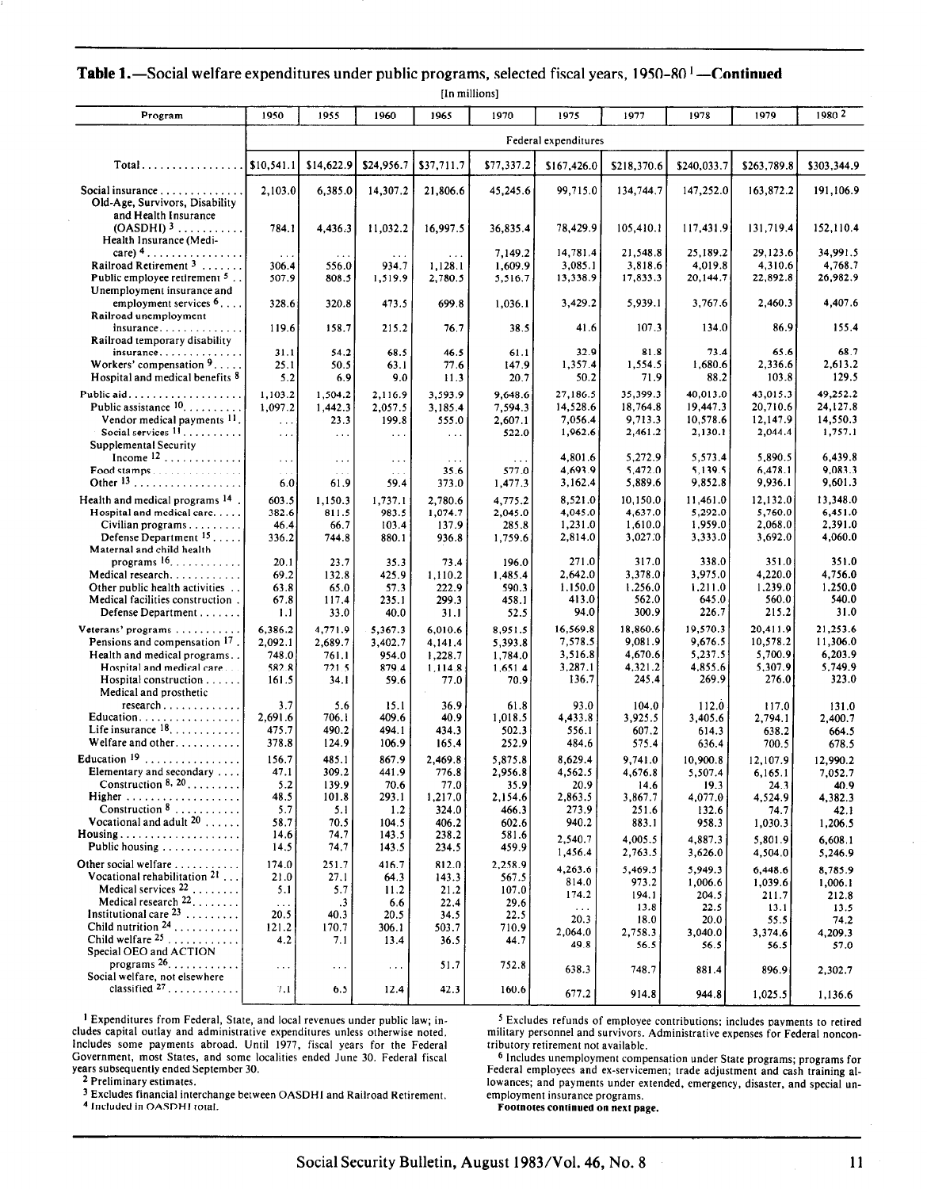**Table 1.**—Social welfare expenditures under public programs, selected fiscal years, 1950-80 [1] —**Continued**

[In millions]

| Program | 1950 | 1955 | 1960 | 1965 | 1970 | 1975 | 1977 | 1978 | 1979 | 1980 [2] |
|---|---|---|---|---|---|---|---|---|---|---|
| | Federal expenditures | | | | | | | | | |
| Total | $10,541.1 | $14,622.9 | $24,956.7 | $37,711.7 | $77,337.2 | $167,426.0 | $218,370.6 | $240,033.7 | $263,789.8 | $303,344.9 |
| Social insurance | 2,103.0 | 6,385.0 | 14,307.2 | 21,806.6 | 45,245.6 | 99,715.0 | 134,744.7 | 147,252.0 | 163,872.2 | 191,106.9 |
| Old-Age, Survivors, Disability and Health Insurance (OASDHI) [3] | 784.1 | 4,436.3 | 11,032.2 | 16,997.5 | 36,835.4 | 78,429.9 | 105,410.1 | 117,431.9 | 131,719.4 | 152,110.4 |
| Health Insurance (Medicare) [4] | ... | ... | ... | ... | 7,149.2 | 14,781.4 | 21,548.8 | 25,189.2 | 29,123.6 | 34,991.5 |
| Railroad Retirement [3] | 306.4 | 556.0 | 934.7 | 1,128.1 | 1,609.9 | 3,085.1 | 3,818.6 | 4,019.8 | 4,310.6 | 4,768.7 |
| Public employee retirement [5] | 507.9 | 808.5 | 1,519.9 | 2,780.5 | 5,516.7 | 13,338.9 | 17,833.3 | 20,144.7 | 22,892.8 | 26,982.9 |
| Unemployment insurance and employment services [6] | 328.6 | 320.8 | 473.5 | 699.8 | 1,036.1 | 3,429.2 | 5,939.1 | 3,767.6 | 2,460.3 | 4,407.6 |
| Railroad unemployment insurance | 119.6 | 158.7 | 215.2 | 76.7 | 38.5 | 41.6 | 107.3 | 134.0 | 86.9 | 155.4 |
| Railroad temporary disability insurance | 31.1 | 54.2 | 68.5 | 46.5 | 61.1 | 32.9 | 81.8 | 73.4 | 65.6 | 68.7 |
| Workers' compensation [9] | 25.1 | 50.5 | 63.1 | 77.6 | 147.9 | 1,357.4 | 1,554.5 | 1,680.6 | 2,336.6 | 2,613.2 |
| Hospital and medical benefits [8] | 5.2 | 6.9 | 9.0 | 11.3 | 20.7 | 50.2 | 71.9 | 88.2 | 103.8 | 129.5 |
| Public aid | 1,103.2 | 1,504.2 | 2,116.9 | 3,593.9 | 9,648.6 | 27,186.5 | 35,399.3 | 40,013.0 | 43,015.3 | 49,252.2 |
| Public assistance [10] | 1,097.2 | 1,442.3 | 2,057.5 | 3,185.4 | 7,594.3 | 14,528.6 | 18,764.8 | 19,447.3 | 20,710.6 | 24,127.8 |
| Vendor medical payments [11] | ... | 23.3 | 199.8 | 555.0 | 2,607.1 | 7,056.4 | 9,713.3 | 10,578.6 | 12,147.9 | 14,550.3 |
| Social services [11] | ... | ... | ... | ... | 522.0 | 1,962.6 | 2,461.2 | 2,130.1 | 2,044.4 | 1,757.1 |
| Supplemental Security Income [12] | ... | ... | ... | ... | ... | 4,801.6 | 5,272.9 | 5,573.4 | 5,890.5 | 6,439.8 |
| Food stamps | ... | ... | ... | 35.6 | 577.0 | 4,693.9 | 5,472.0 | 5,139.5 | 6,478.1 | 9,083.3 |
| Other [13] | 6.0 | 61.9 | 59.4 | 373.0 | 1,477.3 | 3,162.4 | 5,889.6 | 9,852.8 | 9,936.1 | 9,601.3 |
| Health and medical programs [14] | 603.5 | 1,150.3 | 1,737.1 | 2,780.6 | 4,775.2 | 8,521.0 | 10,150.0 | 11,461.0 | 12,132.0 | 13,348.0 |
| Hospital and medical care | 382.6 | 811.5 | 983.5 | 1,074.7 | 2,045.0 | 4,045.0 | 4,637.0 | 5,292.0 | 5,760.0 | 6,451.0 |
| Civilian programs | 46.4 | 66.7 | 103.4 | 137.9 | 285.8 | 1,231.0 | 1,610.0 | 1,959.0 | 2,068.0 | 2,391.0 |
| Defense Department [15] | 336.2 | 744.8 | 880.1 | 936.8 | 1,759.6 | 2,814.0 | 3,027.0 | 3,333.0 | 3,692.0 | 4,060.0 |
| Maternal and child health programs [16] | 20.1 | 23.7 | 35.3 | 73.4 | 196.0 | 271.0 | 317.0 | 338.0 | 351.0 | 351.0 |
| Medical research | 69.2 | 132.8 | 425.9 | 1,110.2 | 1,485.4 | 2,642.0 | 3,378.0 | 3,975.0 | 4,220.0 | 4,756.0 |
| Other public health activities | 63.8 | 65.0 | 57.3 | 222.9 | 590.3 | 1,150.0 | 1,256.0 | 1,211.0 | 1,239.0 | 1,250.0 |
| Medical facilities construction | 67.8 | 117.4 | 235.1 | 299.3 | 458.1 | 413.0 | 562.0 | 645.0 | 560.0 | 540.0 |
| Defense Department | 1.1 | 33.0 | 40.0 | 31.1 | 52.5 | 94.0 | 300.9 | 226.7 | 215.2 | 31.0 |
| Veterans' programs | 6,386.2 | 4,771.9 | 5,367.3 | 6,010.6 | 8,951.5 | 16,569.8 | 18,860.6 | 19,570.3 | 20,411.9 | 21,253.6 |
| Pensions and compensation [17] | 2,092.1 | 2,689.7 | 3,402.7 | 4,141.4 | 5,393.8 | 7,578.5 | 9,081.9 | 9,676.5 | 10,578.2 | 11,306.0 |
| Health and medical programs | 748.0 | 761.1 | 954.0 | 1,228.7 | 1,784.0 | 3,516.8 | 4,670.6 | 5,237.5 | 5,700.9 | 6,203.9 |
| Hospital and medical care | 582.8 | 721.5 | 879.4 | 1,114.8 | 1,651.4 | 3,287.1 | 4,321.2 | 4,855.6 | 5,307.9 | 5,749.9 |
| Hospital construction | 161.5 | 34.1 | 59.6 | 77.0 | 70.9 | 136.7 | 245.4 | 269.9 | 276.0 | 323.0 |
| Medical and prosthetic research | 3.7 | 5.6 | 15.1 | 36.9 | 61.8 | 93.0 | 104.0 | 112.0 | 117.0 | 131.0 |
| Education | 2,691.6 | 706.1 | 409.6 | 40.9 | 1,018.5 | 4,433.8 | 3,925.5 | 3,405.6 | 2,794.1 | 2,400.7 |
| Life insurance [18] | 475.7 | 490.2 | 494.1 | 434.3 | 502.3 | 556.1 | 607.2 | 614.3 | 638.2 | 664.5 |
| Welfare and other | 378.8 | 124.9 | 106.9 | 165.4 | 252.9 | 484.6 | 575.4 | 636.4 | 700.5 | 678.5 |
| Education [19] | 156.7 | 485.1 | 867.9 | 2,469.8 | 5,875.8 | 8,629.4 | 9,741.0 | 10,900.8 | 12,107.9 | 12,990.2 |
| Elementary and secondary | 47.1 | 309.2 | 441.9 | 776.8 | 2,956.8 | 4,562.5 | 4,676.8 | 5,507.4 | 6,165.1 | 7,052.7 |
| Construction [8, 20] | 5.2 | 139.9 | 70.6 | 77.0 | 35.9 | 20.9 | 14.6 | 19.3 | 24.3 | 40.9 |
| Higher | 48.5 | 101.8 | 293.1 | 1,217.0 | 2,154.6 | 2,863.5 | 3,867.7 | 4,077.0 | 4,524.9 | 4,382.3 |
| Construction [8] | 5.7 | 5.1 | 1.2 | 324.0 | 466.3 | 273.9 | 251.6 | 132.6 | 74.7 | 42.1 |
| Vocational and adult [20] | 58.7 | 70.5 | 104.5 | 406.2 | 602.6 | 940.2 | 883.1 | 958.3 | 1,030.3 | 1,206.5 |
| Housing | 14.6 | 74.7 | 143.5 | 238.2 | 581.6 | 2,540.7 | 4,005.5 | 4,887.3 | 5,801.9 | 6,608.1 |
| Public housing | 14.5 | 74.7 | 143.5 | 234.5 | 459.9 | 1,456.4 | 2,763.5 | 3,626.0 | 4,504.0 | 5,246.9 |
| Other social welfare | 174.0 | 251.7 | 416.7 | 812.0 | 2,258.9 | 4,263.6 | 5,469.5 | 5,949.3 | 6,448.6 | 8,785.9 |
| Vocational rehabilitation [21] | 21.0 | 27.1 | 64.3 | 143.3 | 567.5 | 814.0 | 973.2 | 1,006.6 | 1,039.6 | 1,006.1 |
| Medical services [22] | 5.1 | 5.7 | 11.2 | 21.2 | 107.0 | 174.2 | 194.1 | 204.5 | 211.7 | 212.8 |
| Medical research [22] | ... | .3 | 6.6 | 22.4 | 29.6 | ... | 13.8 | 22.5 | 13.1 | 13.5 |
| Institutional care [23] | 20.5 | 40.3 | 20.5 | 34.5 | 22.5 | 20.3 | 18.0 | 20.0 | 55.5 | 74.2 |
| Child nutrition [24] | 121.2 | 170.7 | 306.1 | 503.7 | 710.9 | 2,064.0 | 2,758.3 | 3,040.0 | 3,374.6 | 4,209.3 |
| Child welfare [25] | 4.2 | 7.1 | 13.4 | 36.5 | 44.7 | 49.8 | 56.5 | 56.5 | 56.5 | 57.0 |
| Special OEO and ACTION programs [26] | ... | ... | ... | 51.7 | 752.8 | 638.3 | 748.7 | 881.4 | 896.9 | 2,302.7 |
| Social welfare, not elsewhere classified [27] | 7.1 | 6.5 | 12.4 | 42.3 | 160.6 | 677.2 | 914.8 | 944.8 | 1,025.5 | 1,136.6 |

[1] Expenditures from Federal, State, and local revenues under public law; includes capital outlay and administrative expenditures unless otherwise noted. Includes some payments abroad. Until 1977, fiscal years for the Federal Government, most States, and some localities ended June 30. Federal fiscal years subsequently ended September 30.

[2] Preliminary estimates.

[3] Excludes financial interchange between OASDHI and Railroad Retirement.

[4] Included in OASDHI total.

[5] Excludes refunds of employee contributions; includes payments to retired military personnel and survivors. Administrative expenses for Federal noncontributory retirement not available.

[6] Includes unemployment compensation under State programs; programs for Federal employees and ex-servicemen; trade adjustment and cash training allowances; and payments under extended, emergency, disaster, and special unemployment insurance programs.

**Footnotes continued on next page.**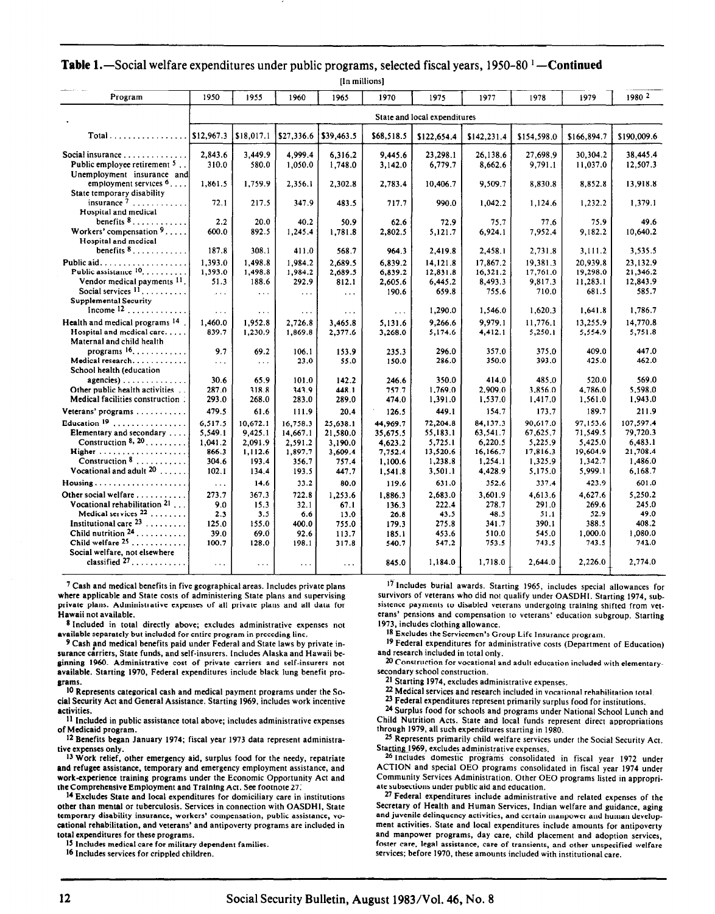**Table 1.—Social welfare expenditures under public programs, selected fiscal years, 1950–80 [1] —Continued**

[In millions]

| Program | 1950 | 1955 | 1960 | 1965 | 1970 | 1975 | 1977 | 1978 | 1979 | 1980 [2] |
|---|---|---|---|---|---|---|---|---|---|---|
| | State and local expenditures | | | | | | | | | |
| Total | $12,967.3 | $18,017.1 | $27,336.6 | $39,463.5 | $68,518.5 | $122,654.4 | $142,231.4 | $154,598.0 | $166,894.7 | $190,009.6 |
| Social insurance | 2,843.6 | 3,449.9 | 4,999.4 | 6,316.2 | 9,445.6 | 23,298.1 | 26,138.6 | 27,698.9 | 30,304.2 | 38,445.4 |
| Public employee retirement [5] | 310.0 | 580.0 | 1,050.0 | 1,748.0 | 3,142.0 | 6,779.7 | 8,662.6 | 9,791.1 | 11,037.0 | 12,507.3 |
| Unemployment insurance and employment services [6] | 1,861.5 | 1,759.9 | 2,356.1 | 2,302.8 | 2,783.4 | 10,406.7 | 9,509.7 | 8,830.8 | 8,852.8 | 13,918.8 |
| State temporary disability insurance [7] | 72.1 | 217.5 | 347.9 | 483.5 | 717.7 | 990.0 | 1,042.2 | 1,124.6 | 1,232.2 | 1,379.1 |
| Hospital and medical benefits [8] | 2.2 | 20.0 | 40.2 | 50.9 | 62.6 | 72.9 | 75.7 | 77.6 | 75.9 | 49.6 |
| Workers' compensation [9] | 600.0 | 892.5 | 1,245.4 | 1,781.8 | 2,802.5 | 5,121.7 | 6,924.1 | 7,952.4 | 9,182.2 | 10,640.2 |
| Hospital and medical benefits [8] | 187.8 | 308.1 | 411.0 | 568.7 | 964.3 | 2,419.8 | 2,458.1 | 2,731.8 | 3,111.2 | 3,535.5 |
| Public aid | 1,393.0 | 1,498.8 | 1,984.2 | 2,689.5 | 6,839.2 | 14,121.8 | 17,867.2 | 19,381.3 | 20,939.8 | 23,132.9 |
| Public assistance [10] | 1,393.0 | 1,498.8 | 1,984.2 | 2,689.5 | 6,839.2 | 12,831.8 | 16,321.2 | 17,761.0 | 19,298.0 | 21,346.2 |
| Vendor medical payments [11] | 51.3 | 188.6 | 292.9 | 812.1 | 2,605.6 | 6,445.2 | 8,493.3 | 9,817.3 | 11,283.1 | 12,843.9 |
| Social services [11] | ... | ... | ... | ... | 190.6 | 659.8 | 755.6 | 710.0 | 681.5 | 585.7 |
| Supplemental Security Income [12] | ... | ... | ... | ... | ... | 1,290.0 | 1,546.0 | 1,620.3 | 1,641.8 | 1,786.7 |
| Health and medical programs [14] | 1,460.0 | 1,952.8 | 2,726.8 | 3,465.8 | 5,131.6 | 9,266.6 | 9,979.1 | 11,776.1 | 13,255.9 | 14,770.8 |
| Hospital and medical care | 839.7 | 1,230.9 | 1,869.8 | 2,377.6 | 3,268.0 | 5,174.6 | 4,412.1 | 5,250.1 | 5,554.9 | 5,751.8 |
| Maternal and child health programs [16] | 9.7 | 69.2 | 106.1 | 153.9 | 235.3 | 296.0 | 357.0 | 375.0 | 409.0 | 447.0 |
| Medical research | ... | ... | 23.0 | 55.0 | 150.0 | 286.0 | 350.0 | 393.0 | 425.0 | 462.0 |
| School health (education agencies) | 30.6 | 65.9 | 101.0 | 142.2 | 246.6 | 350.0 | 414.0 | 485.0 | 520.0 | 569.0 |
| Other public health activities | 287.0 | 318.8 | 343.9 | 448.1 | 757.7 | 1,769.0 | 2,909.0 | 3,856.0 | 4,786.0 | 5,598.0 |
| Medical facilities construction | 293.0 | 268.0 | 283.0 | 289.0 | 474.0 | 1,391.0 | 1,537.0 | 1,417.0 | 1,561.0 | 1,943.0 |
| Veterans' programs | 479.5 | 61.6 | 111.9 | 20.4 | 126.5 | 449.1 | 154.7 | 173.7 | 189.7 | 211.9 |
| Education [19] | 6,517.5 | 10,672.1 | 16,758.3 | 25,638.1 | 44,969.7 | 72,204.8 | 84,137.3 | 90,617.0 | 97,153.6 | 107,597.4 |
| Elementary and secondary | 5,549.1 | 9,425.1 | 14,667.1 | 21,580.0 | 35,675.5 | 55,183.1 | 63,541.7 | 67,625.7 | 71,549.5 | 79,720.3 |
| Construction [8, 20] | 1,041.2 | 2,091.9 | 2,591.2 | 3,190.0 | 4,623.2 | 5,725.1 | 6,220.5 | 5,225.9 | 5,425.0 | 6,483.1 |
| Higher | 866.3 | 1,112.6 | 1,897.7 | 3,609.4 | 7,752.4 | 13,520.6 | 16,166.7 | 17,816.3 | 19,604.9 | 21,708.4 |
| Construction [8] | 304.6 | 193.4 | 356.7 | 757.4 | 1,100.6 | 1,238.8 | 1,254.1 | 1,325.9 | 1,342.7 | 1,486.0 |
| Vocational and adult [20] | 102.1 | 134.4 | 193.5 | 447.7 | 1,541.8 | 3,501.1 | 4,428.9 | 5,175.0 | 5,999.1 | 6,168.7 |
| Housing | ... | 14.6 | 33.2 | 80.0 | 119.6 | 631.0 | 352.6 | 337.4 | 423.9 | 601.0 |
| Other social welfare | 273.7 | 367.3 | 722.8 | 1,253.6 | 1,886.3 | 2,683.0 | 3,601.9 | 4,613.6 | 4,627.6 | 5,250.2 |
| Vocational rehabilitation [21] | 9.0 | 15.3 | 32.1 | 67.1 | 136.3 | 222.4 | 278.7 | 291.0 | 269.6 | 245.0 |
| Medical services [22] | 2.3 | 3.5 | 6.6 | 13.0 | 26.8 | 43.5 | 48.5 | 51.1 | 52.9 | 49.0 |
| Institutional care [23] | 125.0 | 155.0 | 400.0 | 755.0 | 179.3 | 275.8 | 341.7 | 390.1 | 388.5 | 408.2 |
| Child nutrition [24] | 39.0 | 69.0 | 92.6 | 113.7 | 185.1 | 453.6 | 510.0 | 545.0 | 1,000.0 | 1,080.0 |
| Child welfare [25] | 100.7 | 128.0 | 198.1 | 317.8 | 540.7 | 547.2 | 753.5 | 743.5 | 743.5 | 743.0 |
| Social welfare, not elsewhere classified [27] | ... | ... | ... | ... | 845.0 | 1,184.0 | 1,718.0 | 2,644.0 | 2,226.0 | 2,774.0 |

[7] Cash and medical benefits in five geographical areas. Includes private plans where applicable and State costs of administering State plans and supervising private plans. Administrative expenses of all private plans and all data for Hawaii not available.

[8] Included in total directly above; excludes administrative expenses not available separately but included for entire program in preceding line.

[9] Cash and medical benefits paid under Federal and State laws by private insurance carriers, State funds, and self-insurers. Includes Alaska and Hawaii beginning 1960. Administrative cost of private carriers and self-insurers not available. Starting 1970, Federal expenditures include black lung benefit programs.

[10] Represents categorical cash and medical payment programs under the Social Security Act and General Assistance. Starting 1969, includes work incentive activities.

[11] Included in public assistance total above; includes administrative expenses of Medicaid program.

[12] Benefits began January 1974; fiscal year 1973 data represent administrative expenses only.

[13] Work relief, other emergency aid, surplus food for the needy, repatriate and refugee assistance, temporary and emergency employment assistance, and work-experience training programs under the Economic Opportunity Act and the Comprehensive Employment and Training Act. See footnote 27.

[14] Excludes State and local expenditures for domiciliary care in institutions other than mental or tuberculosis. Services in connection with OASDHI, State temporary disability insurance, workers' compensation, public assistance, vocational rehabilitation, and veterans' and antipoverty programs are included in total expenditures for these programs.

[15] Includes medical care for military dependent families.

[16] Includes services for crippled children.

[17] Includes burial awards. Starting 1965, includes special allowances for survivors of veterans who did not qualify under OASDHI. Starting 1974, subsistence payments to disabled veterans undergoing training shifted from veterans' pensions and compensation to veterans' education subgroup. Starting 1973, includes clothing allowance.

[18] Excludes the Servicemen's Group Life Insurance program.

[19] Federal expenditures for administrative costs (Department of Education) and research included in total only.

[20] Construction for vocational and adult education included with elementary-secondary school construction.

[21] Starting 1974, excludes administrative expenses.

[22] Medical services and research included in vocational rehabilitation total.

[23] Federal expenditures represent primarily surplus food for institutions.

[24] Surplus food for schools and programs under National School Lunch and Child Nutrition Acts. State and local funds represent direct appropriations through 1979, all such expenditures starting in 1980.

[25] Represents primarily child welfare services under the Social Security Act. Starting 1969, excludes administrative expenses.

[26] Includes domestic programs consolidated in fiscal year 1972 under ACTION and special OEO programs consolidated in fiscal year 1974 under Community Services Administration. Other OEO programs listed in appropriate subsections under public aid and education.

[27] Federal expenditures include administrative and related expenses of the Secretary of Health and Human Services, Indian welfare and guidance, aging and juvenile delinquency activities, and certain manpower and human development activities. State and local expenditures include amounts for antipoverty and manpower programs, day care, child placement and adoption services, foster care, legal assistance, care of transients, and other unspecified welfare services; before 1970, these amounts included with institutional care.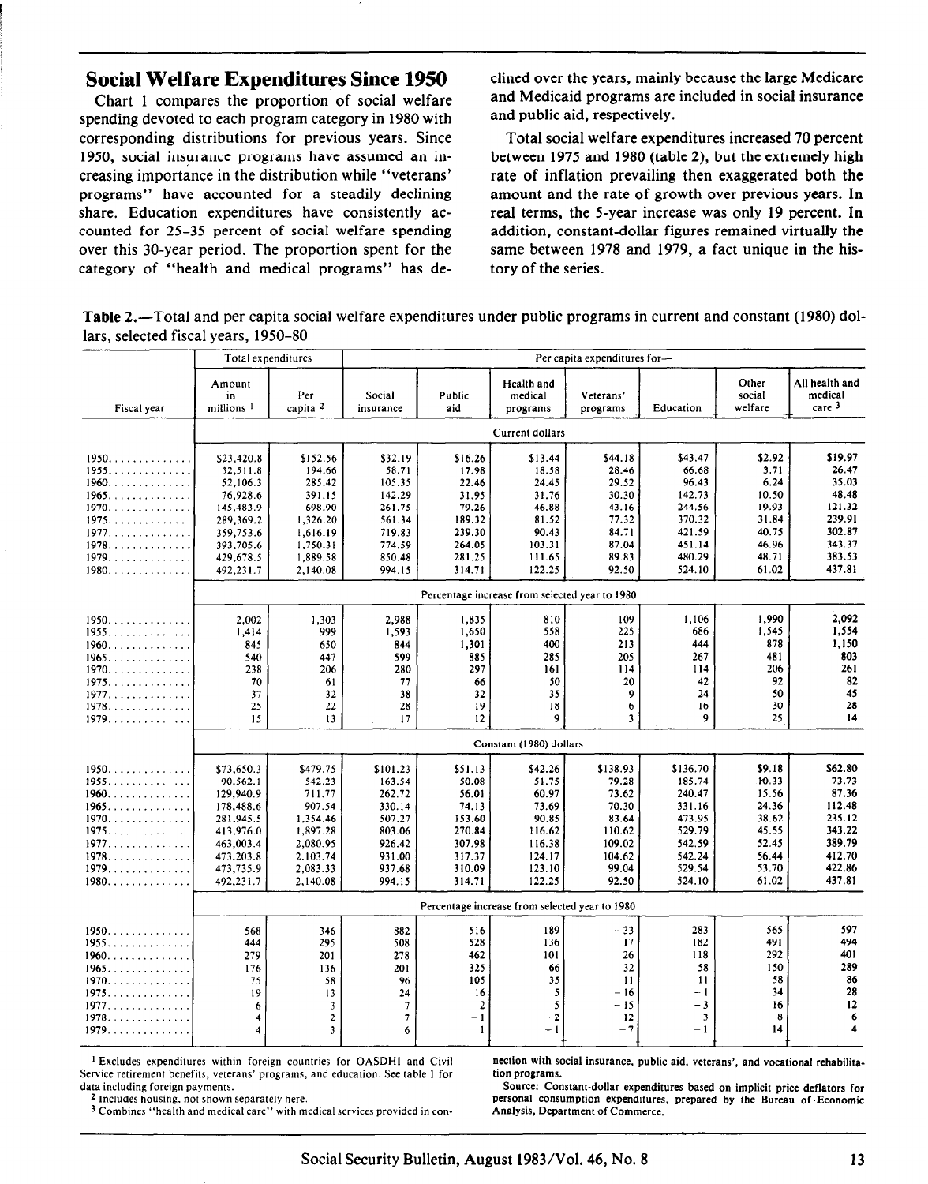## Social Welfare Expenditures Since 1950

Chart 1 compares the proportion of social welfare spending devoted to each program category in 1980 with corresponding distributions for previous years. Since 1950, social insurance programs have assumed an increasing importance in the distribution while "veterans' programs" have accounted for a steadily declining share. Education expenditures have consistently accounted for 25-35 percent of social welfare spending over this 30-year period. The proportion spent for the category of "health and medical programs" has declined over the years, mainly because the large Medicare and Medicaid programs are included in social insurance and public aid, respectively.

Total social welfare expenditures increased 70 percent between 1975 and 1980 (table 2), but the extremely high rate of inflation prevailing then exaggerated both the amount and the rate of growth over previous years. In real terms, the 5-year increase was only 19 percent. In addition, constant-dollar figures remained virtually the same between 1978 and 1979, a fact unique in the history of the series.

**Table 2.**—Total and per capita social welfare expenditures under public programs in current and constant (1980) dollars, selected fiscal years, 1950-80

| Fiscal year | Total expenditures | | Per capita expenditures for— | | | | | | |
|---|---|---|---|---|---|---|---|---|---|
| | Amount in millions [1] | Per capita [2] | Social insurance | Public aid | Health and medical programs | Veterans' programs | Education | Other social welfare | All health and medical care [3] |
| | **Current dollars** | | | | | | | | |
| 1950 | $23,420.8 | $152.56 | $32.19 | $16.26 | $13.44 | $44.18 | $43.47 | $2.92 | $19.97 |
| 1955 | 32,511.8 | 194.66 | 58.71 | 17.98 | 18.58 | 28.46 | 66.68 | 3.71 | 26.47 |
| 1960 | 52,106.3 | 285.42 | 105.35 | 22.46 | 24.45 | 29.52 | 96.43 | 6.24 | 35.03 |
| 1965 | 76,928.6 | 391.15 | 142.29 | 31.95 | 31.76 | 30.30 | 142.73 | 10.50 | 48.48 |
| 1970 | 145,483.9 | 698.90 | 261.75 | 79.26 | 46.88 | 43.16 | 244.56 | 19.93 | 121.32 |
| 1975 | 289,369.2 | 1,326.20 | 561.34 | 189.32 | 81.52 | 77.32 | 370.32 | 31.84 | 239.91 |
| 1977 | 359,753.6 | 1,616.19 | 719.83 | 239.30 | 90.43 | 84.71 | 421.59 | 40.75 | 302.87 |
| 1978 | 393,705.6 | 1,750.31 | 774.59 | 264.05 | 103.31 | 87.04 | 451.14 | 46.96 | 343.37 |
| 1979 | 429,678.5 | 1,889.58 | 850.48 | 281.25 | 111.65 | 89.83 | 480.29 | 48.71 | 383.53 |
| 1980 | 492,231.7 | 2,140.08 | 994.15 | 314.71 | 122.25 | 92.50 | 524.10 | 61.02 | 437.81 |
| | **Percentage increase from selected year to 1980** | | | | | | | | |
| 1950 | 2,002 | 1,303 | 2,988 | 1,835 | 810 | 109 | 1,106 | 1,990 | 2,092 |
| 1955 | 1,414 | 999 | 1,593 | 1,650 | 558 | 225 | 686 | 1,545 | 1,554 |
| 1960 | 845 | 650 | 844 | 1,301 | 400 | 213 | 444 | 878 | 1,150 |
| 1965 | 540 | 447 | 599 | 885 | 285 | 205 | 267 | 481 | 803 |
| 1970 | 238 | 206 | 280 | 297 | 161 | 114 | 114 | 206 | 261 |
| 1975 | 70 | 61 | 77 | 66 | 50 | 20 | 42 | 92 | 82 |
| 1977 | 37 | 32 | 38 | 32 | 35 | 9 | 24 | 50 | 45 |
| 1978 | 25 | 22 | 28 | 19 | 18 | 6 | 16 | 30 | 28 |
| 1979 | 15 | 13 | 17 | 12 | 9 | 3 | 9 | 25 | 14 |
| | **Constant (1980) dollars** | | | | | | | | |
| 1950 | $73,650.3 | $479.75 | $101.23 | $51.13 | $42.26 | $138.93 | $136.70 | $9.18 | $62.80 |
| 1955 | 90,562.1 | 542.23 | 163.54 | 50.08 | 51.75 | 79.28 | 185.74 | 10.33 | 73.73 |
| 1960 | 129,940.9 | 711.77 | 262.72 | 56.01 | 60.97 | 73.62 | 240.47 | 15.56 | 87.36 |
| 1965 | 178,488.6 | 907.54 | 330.14 | 74.13 | 73.69 | 70.30 | 331.16 | 24.36 | 112.48 |
| 1970 | 281,945.5 | 1,354.46 | 507.27 | 153.60 | 90.85 | 83.64 | 473.95 | 38.62 | 235.12 |
| 1975 | 413,976.0 | 1,897.28 | 803.06 | 270.84 | 116.62 | 110.62 | 529.79 | 45.55 | 343.22 |
| 1977 | 463,003.4 | 2,080.95 | 926.42 | 307.98 | 116.38 | 109.02 | 542.59 | 52.45 | 389.79 |
| 1978 | 473,203.8 | 2,103.74 | 931.00 | 317.37 | 124.17 | 104.62 | 542.24 | 56.44 | 412.70 |
| 1979 | 473,735.9 | 2,083.33 | 937.68 | 310.09 | 123.10 | 99.04 | 529.54 | 53.70 | 422.86 |
| 1980 | 492,231.7 | 2,140.08 | 994.15 | 314.71 | 122.25 | 92.50 | 524.10 | 61.02 | 437.81 |
| | **Percentage increase from selected year to 1980** | | | | | | | | |
| 1950 | 568 | 346 | 882 | 516 | 189 | −33 | 283 | 565 | 597 |
| 1955 | 444 | 295 | 508 | 528 | 136 | 17 | 182 | 491 | 494 |
| 1960 | 279 | 201 | 278 | 462 | 101 | 26 | 118 | 292 | 401 |
| 1965 | 176 | 136 | 201 | 325 | 66 | 32 | 58 | 150 | 289 |
| 1970 | 75 | 58 | 96 | 105 | 35 | 11 | 11 | 58 | 86 |
| 1975 | 19 | 13 | 24 | 16 | 5 | −16 | −1 | 34 | 28 |
| 1977 | 6 | 3 | 7 | 2 | 5 | −15 | −3 | 16 | 12 |
| 1978 | 4 | 2 | 7 | −1 | −2 | −12 | −3 | 8 | 6 |
| 1979 | 4 | 3 | 6 | 1 | −1 | −7 | −1 | 14 | 4 |

[1] Excludes expenditures within foreign countries for OASDHI and Civil Service retirement benefits, veterans' programs, and education. See table 1 for data including foreign payments.

[2] Includes housing, not shown separately here.

[3] Combines "health and medical care" with medical services provided in connection with social insurance, public aid, veterans', and vocational rehabilitation programs.

Source: Constant-dollar expenditures based on implicit price deflators for personal consumption expenditures, prepared by the Bureau of Economic Analysis, Department of Commerce.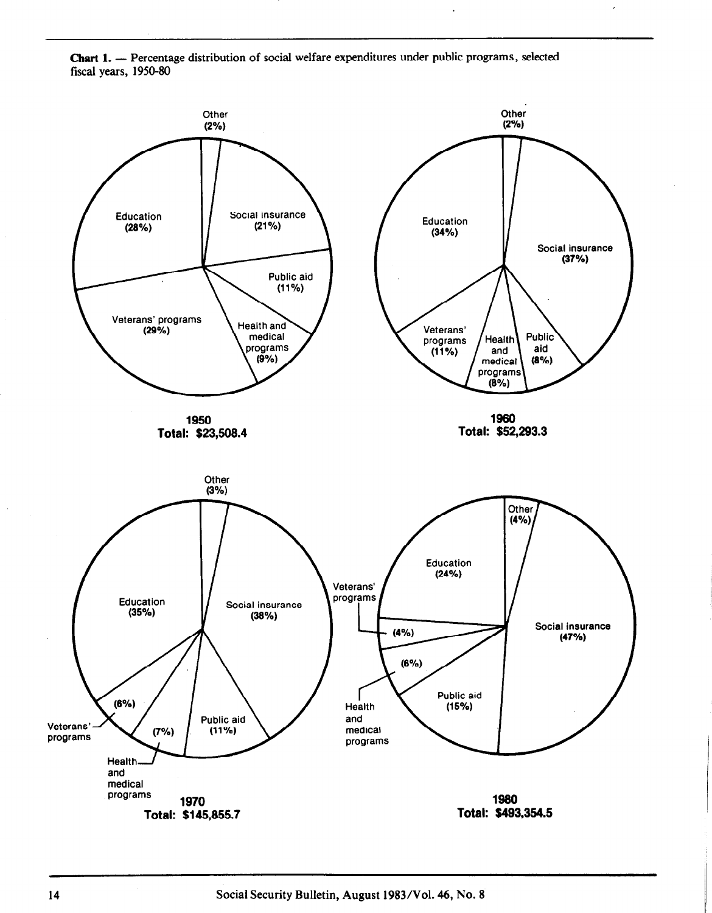**Chart 1.** — Percentage distribution of social welfare expenditures under public programs, selected fiscal years, 1950-80

**1950**
**Total: $23,508.4**

- Social insurance (21%)
- Public aid (11%)
- Health and medical programs (9%)
- Veterans' programs (29%)
- Education (28%)
- Other (2%)

**1960**
**Total: $52,293.3**

- Social insurance (37%)
- Public aid (8%)
- Health and medical programs (8%)
- Veterans' programs (11%)
- Education (34%)
- Other (2%)

**1970**
**Total: $145,855.7**

- Social insurance (38%)
- Public aid (11%)
- Health and medical programs (7%)
- Veterans' programs (6%)
- Education (35%)
- Other (3%)

**1980**
**Total: $493,354.5**

- Social insurance (47%)
- Public aid (15%)
- Health and medical programs (6%)
- Veterans' programs (4%)
- Education (24%)
- Other (4%)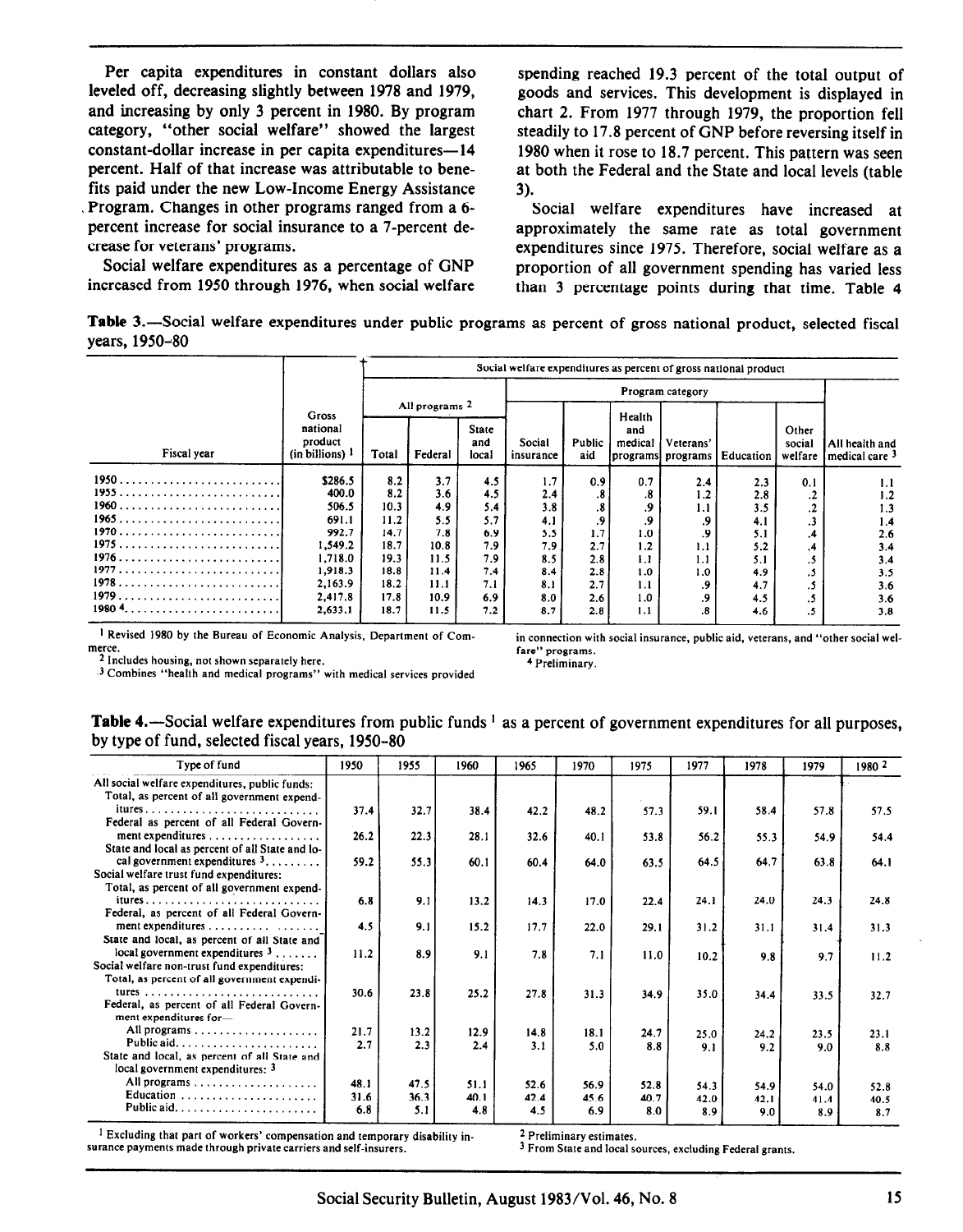Per capita expenditures in constant dollars also leveled off, decreasing slightly between 1978 and 1979, and increasing by only 3 percent in 1980. By program category, "other social welfare" showed the largest constant-dollar increase in per capita expenditures—14 percent. Half of that increase was attributable to benefits paid under the new Low-Income Energy Assistance Program. Changes in other programs ranged from a 6-percent increase for social insurance to a 7-percent decrease for veterans' programs.

Social welfare expenditures as a percentage of GNP increased from 1950 through 1976, when social welfare spending reached 19.3 percent of the total output of goods and services. This development is displayed in chart 2. From 1977 through 1979, the proportion fell steadily to 17.8 percent of GNP before reversing itself in 1980 when it rose to 18.7 percent. This pattern was seen at both the Federal and the State and local levels (table 3).

Social welfare expenditures have increased at approximately the same rate as total government expenditures since 1975. Therefore, social welfare as a proportion of all government spending has varied less than 3 percentage points during that time. Table 4

**Table 3.**—Social welfare expenditures under public programs as percent of gross national product, selected fiscal years, 1950–80

| Fiscal year | Gross national product (in billions) [1] | Social welfare expenditures as percent of gross national product | | | | | | | | | |
|---|---|---|---|---|---|---|---|---|---|---|---|
| | | All programs [2] | | | Program category | | | | | | |
| | | Total | Federal | State and local | Social insurance | Public aid | Health and medical programs | Veterans' programs | Education | Other social welfare | All health and medical care [3] |
| 1950 | $286.5 | 8.2 | 3.7 | 4.5 | 1.7 | 0.9 | 0.7 | 2.4 | 2.3 | 0.1 | 1.1 |
| 1955 | 400.0 | 8.2 | 3.6 | 4.5 | 2.4 | .8 | .8 | 1.2 | 2.8 | .2 | 1.2 |
| 1960 | 506.5 | 10.3 | 4.9 | 5.4 | 3.8 | .8 | .9 | 1.1 | 3.5 | .2 | 1.3 |
| 1965 | 691.1 | 11.2 | 5.5 | 5.7 | 4.1 | .9 | .9 | .9 | 4.1 | .3 | 1.4 |
| 1970 | 992.7 | 14.7 | 7.8 | 6.9 | 5.5 | 1.7 | 1.0 | .9 | 5.1 | .4 | 2.6 |
| 1975 | 1,549.2 | 18.7 | 10.8 | 7.9 | 7.9 | 2.7 | 1.2 | 1.1 | 5.2 | .4 | 3.4 |
| 1976 | 1,718.0 | 19.3 | 11.5 | 7.9 | 8.5 | 2.8 | 1.1 | 1.1 | 5.1 | .5 | 3.4 |
| 1977 | 1,918.3 | 18.8 | 11.4 | 7.4 | 8.4 | 2.8 | 1.0 | 1.0 | 4.9 | .5 | 3.5 |
| 1978 | 2,163.9 | 18.2 | 11.1 | 7.1 | 8.1 | 2.7 | 1.1 | .9 | 4.7 | .5 | 3.6 |
| 1979 | 2,417.8 | 17.8 | 10.9 | 6.9 | 8.0 | 2.6 | 1.0 | .9 | 4.5 | .5 | 3.6 |
| 1980 [4] | 2,633.1 | 18.7 | 11.5 | 7.2 | 8.7 | 2.8 | 1.1 | .8 | 4.6 | .5 | 3.8 |

[1] Revised 1980 by the Bureau of Economic Analysis, Department of Commerce.
[2] Includes housing, not shown separately here.
[3] Combines "health and medical programs" with medical services provided in connection with social insurance, public aid, veterans, and "other social welfare" programs.
[4] Preliminary.

**Table 4.**—Social welfare expenditures from public funds [1] as a percent of government expenditures for all purposes, by type of fund, selected fiscal years, 1950–80

| Type of fund | 1950 | 1955 | 1960 | 1965 | 1970 | 1975 | 1977 | 1978 | 1979 | 1980 [2] |
|---|---|---|---|---|---|---|---|---|---|---|
| All social welfare expenditures, public funds: | | | | | | | | | | |
| Total, as percent of all government expenditures | 37.4 | 32.7 | 38.4 | 42.2 | 48.2 | 57.3 | 59.1 | 58.4 | 57.8 | 57.5 |
| Federal as percent of all Federal Government expenditures | 26.2 | 22.3 | 28.1 | 32.6 | 40.1 | 53.8 | 56.2 | 55.3 | 54.9 | 54.4 |
| State and local as percent of all State and local government expenditures [3] | 59.2 | 55.3 | 60.1 | 60.4 | 64.0 | 63.5 | 64.5 | 64.7 | 63.8 | 64.1 |
| Social welfare trust fund expenditures: | | | | | | | | | | |
| Total, as percent of all government expenditures | 6.8 | 9.1 | 13.2 | 14.3 | 17.0 | 22.4 | 24.1 | 24.0 | 24.3 | 24.8 |
| Federal, as percent of all Federal Government expenditures | 4.5 | 9.1 | 15.2 | 17.7 | 22.0 | 29.1 | 31.2 | 31.1 | 31.4 | 31.3 |
| State and local, as percent of all State and local government expenditures [3] | 11.2 | 8.9 | 9.1 | 7.8 | 7.1 | 11.0 | 10.2 | 9.8 | 9.7 | 11.2 |
| Social welfare non-trust fund expenditures: | | | | | | | | | | |
| Total, as percent of all government expenditures | 30.6 | 23.8 | 25.2 | 27.8 | 31.3 | 34.9 | 35.0 | 34.4 | 33.5 | 32.7 |
| Federal, as percent of all Federal Government expenditures for— | | | | | | | | | | |
| All programs | 21.7 | 13.2 | 12.9 | 14.8 | 18.1 | 24.7 | 25.0 | 24.2 | 23.5 | 23.1 |
| Public aid | 2.7 | 2.3 | 2.4 | 3.1 | 5.0 | 8.8 | 9.1 | 9.2 | 9.0 | 8.8 |
| State and local, as percent of all State and local government expenditures: [3] | | | | | | | | | | |
| All programs | 48.1 | 47.5 | 51.1 | 52.6 | 56.9 | 52.8 | 54.3 | 54.9 | 54.0 | 52.8 |
| Education | 31.6 | 36.3 | 40.1 | 42.4 | 45.6 | 40.7 | 42.0 | 42.1 | 41.4 | 40.5 |
| Public aid | 6.8 | 5.1 | 4.8 | 4.5 | 6.9 | 8.0 | 8.9 | 9.0 | 8.9 | 8.7 |

[1] Excluding that part of workers' compensation and temporary disability insurance payments made through private carriers and self-insurers.
[2] Preliminary estimates.
[3] From State and local sources, excluding Federal grants.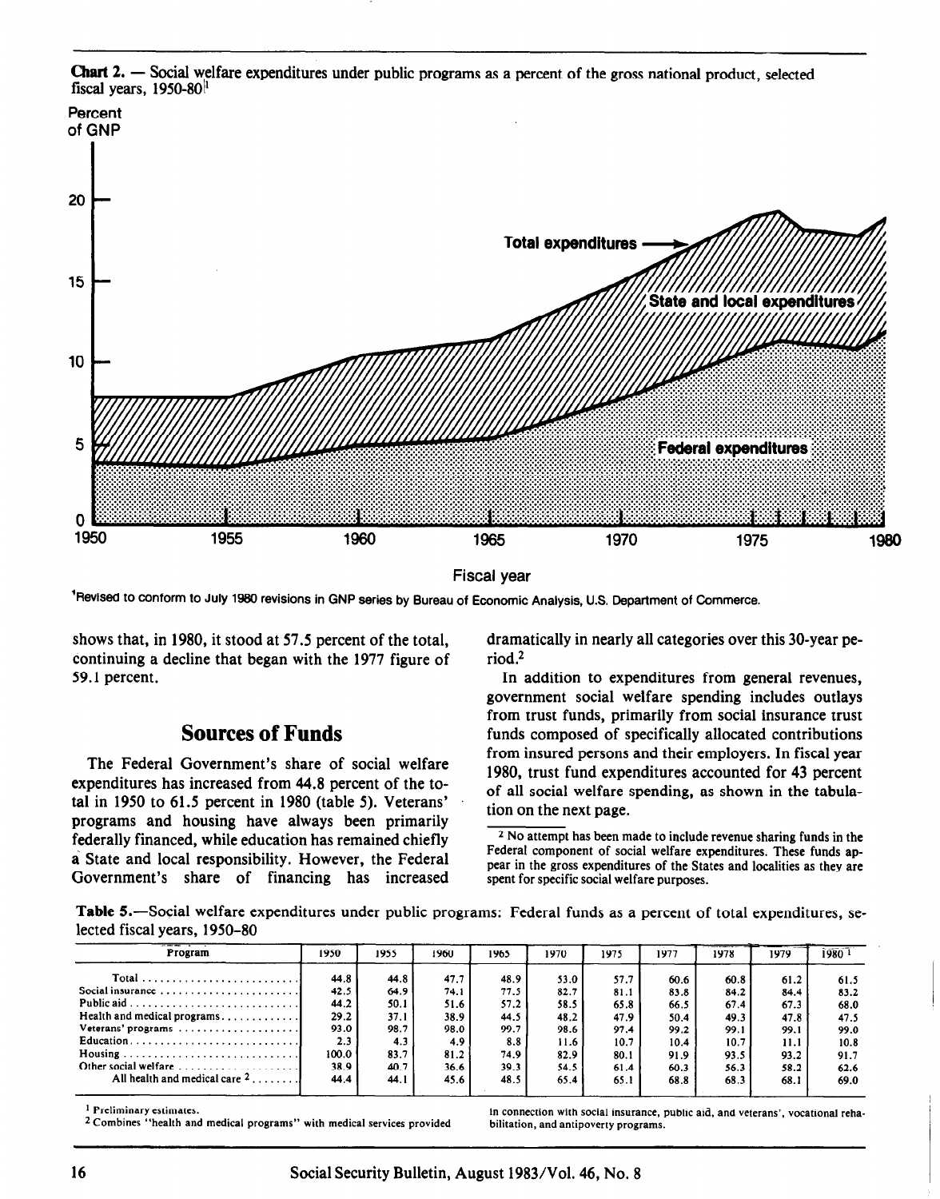**Chart 2.** — Social welfare expenditures under public programs as a percent of the gross national product, selected fiscal years, 1950-80[1]

[1]Revised to conform to July 1980 revisions in GNP series by Bureau of Economic Analysis, U.S. Department of Commerce.

shows that, in 1980, it stood at 57.5 percent of the total, continuing a decline that began with the 1977 figure of 59.1 percent.

## Sources of Funds

The Federal Government's share of social welfare expenditures has increased from 44.8 percent of the total in 1950 to 61.5 percent in 1980 (table 5). Veterans' programs and housing have always been primarily federally financed, while education has remained chiefly a State and local responsibility. However, the Federal Government's share of financing has increased dramatically in nearly all categories over this 30-year period.[2]

In addition to expenditures from general revenues, government social welfare spending includes outlays from trust funds, primarily from social insurance trust funds composed of specifically allocated contributions from insured persons and their employers. In fiscal year 1980, trust fund expenditures accounted for 43 percent of all social welfare spending, as shown in the tabulation on the next page.

[2] No attempt has been made to include revenue sharing funds in the Federal component of social welfare expenditures. These funds appear in the gross expenditures of the States and localities as they are spent for specific social welfare purposes.

**Table 5.**—Social welfare expenditures under public programs: Federal funds as a percent of total expenditures, selected fiscal years, 1950–80

| Program | 1950 | 1955 | 1960 | 1965 | 1970 | 1975 | 1977 | 1978 | 1979 | 1980 [1] |
|---|---|---|---|---|---|---|---|---|---|---|
| Total | 44.8 | 44.8 | 47.7 | 48.9 | 53.0 | 57.7 | 60.6 | 60.8 | 61.2 | 61.5 |
| Social insurance | 42.5 | 64.9 | 74.1 | 77.5 | 82.7 | 81.1 | 83.8 | 84.2 | 84.4 | 83.2 |
| Public aid | 44.2 | 50.1 | 51.6 | 57.2 | 58.5 | 65.8 | 66.5 | 67.4 | 67.3 | 68.0 |
| Health and medical programs | 29.2 | 37.1 | 38.9 | 44.5 | 48.2 | 47.9 | 50.4 | 49.3 | 47.8 | 47.5 |
| Veterans' programs | 93.0 | 98.7 | 98.0 | 99.7 | 98.6 | 97.4 | 99.2 | 99.1 | 99.1 | 99.0 |
| Education | 2.3 | 4.3 | 4.9 | 8.8 | 11.6 | 10.7 | 10.4 | 10.7 | 11.1 | 10.8 |
| Housing | 100.0 | 83.7 | 81.2 | 74.9 | 82.9 | 80.1 | 91.9 | 93.5 | 93.2 | 91.7 |
| Other social welfare | 38.9 | 40.7 | 36.6 | 39.3 | 54.5 | 61.4 | 60.3 | 56.3 | 58.2 | 62.6 |
| All health and medical care [2] | 44.4 | 44.1 | 45.6 | 48.5 | 65.4 | 65.1 | 68.8 | 68.3 | 68.1 | 69.0 |

[1] Preliminary estimates.

[2] Combines "health and medical programs" with medical services provided in connection with social insurance, public aid, and veterans', vocational rehabilitation, and antipoverty programs.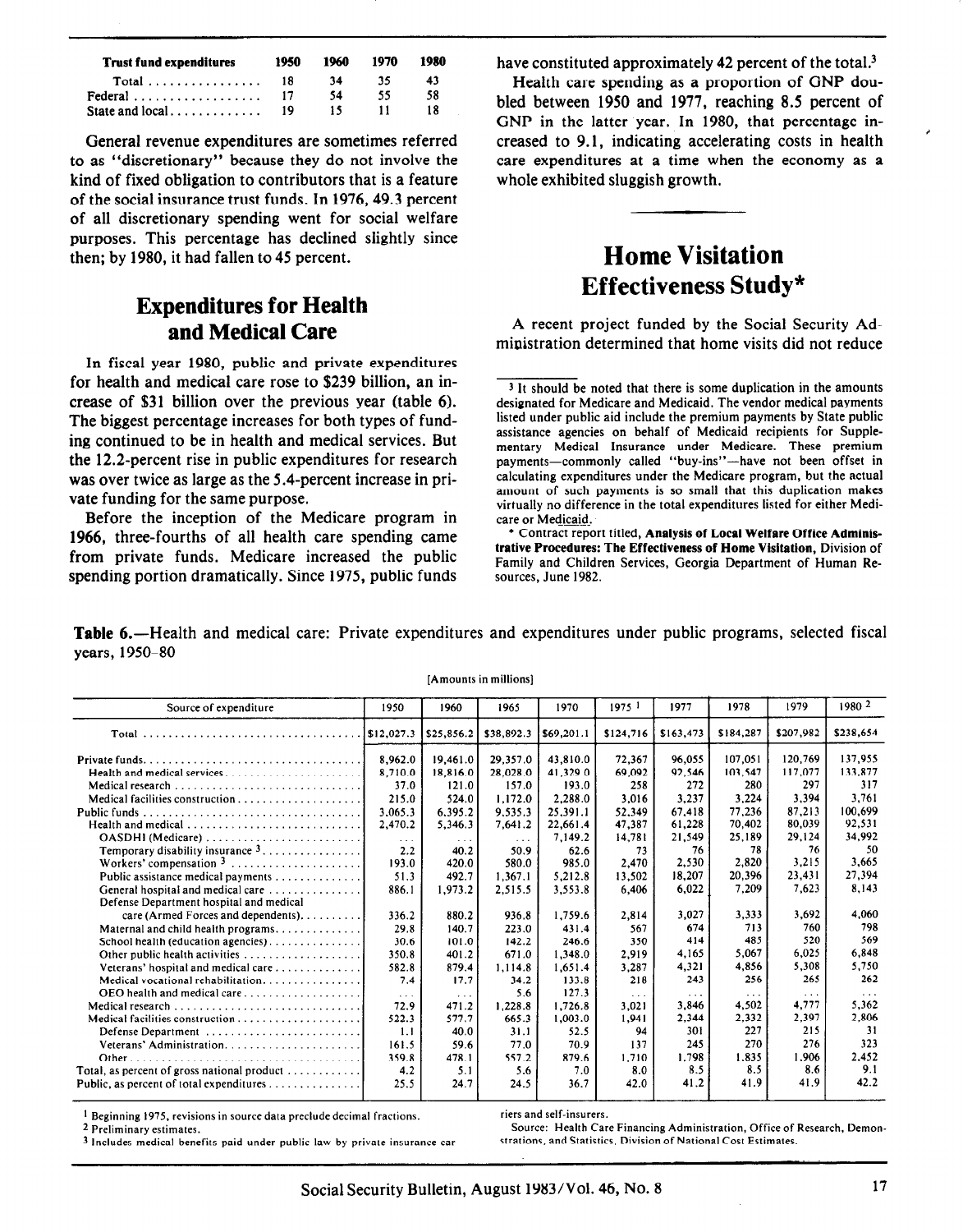| Trust fund expenditures | 1950 | 1960 | 1970 | 1980 |
|---|---|---|---|---|
| Total | 18 | 34 | 35 | 43 |
| Federal | 17 | 54 | 55 | 58 |
| State and local | 19 | 15 | 11 | 18 |

General revenue expenditures are sometimes referred to as "discretionary" because they do not involve the kind of fixed obligation to contributors that is a feature of the social insurance trust funds. In 1976, 49.3 percent of all discretionary spending went for social welfare purposes. This percentage has declined slightly since then; by 1980, it had fallen to 45 percent.

## Expenditures for Health and Medical Care

In fiscal year 1980, public and private expenditures for health and medical care rose to $239 billion, an increase of $31 billion over the previous year (table 6). The biggest percentage increases for both types of funding continued to be in health and medical services. But the 12.2-percent rise in public expenditures for research was over twice as large as the 5.4-percent increase in private funding for the same purpose.

Before the inception of the Medicare program in 1966, three-fourths of all health care spending came from private funds. Medicare increased the public spending portion dramatically. Since 1975, public funds have constituted approximately 42 percent of the total.[3]

Health care spending as a proportion of GNP doubled between 1950 and 1977, reaching 8.5 percent of GNP in the latter year. In 1980, that percentage increased to 9.1, indicating accelerating costs in health care expenditures at a time when the economy as a whole exhibited sluggish growth.

## Home Visitation Effectiveness Study*

A recent project funded by the Social Security Administration determined that home visits did not reduce

[3] It should be noted that there is some duplication in the amounts designated for Medicare and Medicaid. The vendor medical payments listed under public aid include the premium payments by State public assistance agencies on behalf of Medicaid recipients for Supplementary Medical Insurance under Medicare. These premium payments—commonly called "buy-ins"—have not been offset in calculating expenditures under the Medicare program, but the actual amount of such payments is so small that this duplication makes virtually no difference in the total expenditures listed for either Medicare or Medicaid.

\* Contract report titled, **Analysis of Local Welfare Office Administrative Procedures: The Effectiveness of Home Visitation,** Division of Family and Children Services, Georgia Department of Human Resources, June 1982.

**Table 6.**—Health and medical care: Private expenditures and expenditures under public programs, selected fiscal years, 1950–80

[Amounts in millions]

| Source of expenditure | 1950 | 1960 | 1965 | 1970 | 1975 [1] | 1977 | 1978 | 1979 | 1980 [2] |
|---|---|---|---|---|---|---|---|---|---|
| Total | $12,027.3 | $25,856.2 | $38,892.3 | $69,201.1 | $124,716 | $163,473 | $184,287 | $207,982 | $238,654 |
| Private funds | 8,962.0 | 19,461.0 | 29,357.0 | 43,810.0 | 72,367 | 96,055 | 107,051 | 120,769 | 137,955 |
| Health and medical services | 8,710.0 | 18,816.0 | 28,028.0 | 41,329.0 | 69,092 | 92,546 | 103,547 | 117,077 | 133,877 |
| Medical research | 37.0 | 121.0 | 157.0 | 193.0 | 258 | 272 | 280 | 297 | 317 |
| Medical facilities construction | 215.0 | 524.0 | 1,172.0 | 2,288.0 | 3,016 | 3,237 | 3,224 | 3,394 | 3,761 |
| Public funds | 3,065.3 | 6,395.2 | 9,535.3 | 25,391.1 | 52,349 | 67,418 | 77,236 | 87,213 | 100,699 |
| Health and medical | 2,470.2 | 5,346.3 | 7,641.2 | 22,661.4 | 47,387 | 61,228 | 70,402 | 80,039 | 92,531 |
| OASDHI (Medicare) | ... | ... | ... | 7,149.2 | 14,781 | 21,549 | 25,189 | 29,124 | 34,992 |
| Temporary disability insurance [3] | 2.2 | 40.2 | 50.9 | 62.6 | 73 | 76 | 78 | 76 | 50 |
| Workers' compensation [3] | 193.0 | 420.0 | 580.0 | 985.0 | 2,470 | 2,530 | 2,820 | 3,215 | 3,665 |
| Public assistance medical payments | 51.3 | 492.7 | 1,367.1 | 5,212.8 | 13,502 | 18,207 | 20,396 | 23,431 | 27,394 |
| General hospital and medical care | 886.1 | 1,973.2 | 2,515.5 | 3,553.8 | 6,406 | 6,022 | 7,209 | 7,623 | 8,143 |
| Defense Department hospital and medical care (Armed Forces and dependents) | 336.2 | 880.2 | 936.8 | 1,759.6 | 2,814 | 3,027 | 3,333 | 3,692 | 4,060 |
| Maternal and child health programs | 29.8 | 140.7 | 223.0 | 431.4 | 567 | 674 | 713 | 760 | 798 |
| School health (education agencies) | 30.6 | 101.0 | 142.2 | 246.6 | 350 | 414 | 485 | 520 | 569 |
| Other public health activities | 350.8 | 401.2 | 671.0 | 1,348.0 | 2,919 | 4,165 | 5,067 | 6,025 | 6,848 |
| Veterans' hospital and medical care | 582.8 | 879.4 | 1,114.8 | 1,651.4 | 3,287 | 4,321 | 4,856 | 5,308 | 5,750 |
| Medical vocational rehabilitation | 7.4 | 17.7 | 34.2 | 133.8 | 218 | 243 | 256 | 265 | 262 |
| OEO health and medical care | ... | ... | 5.6 | 127.3 | ... | ... | ... | ... | ... |
| Medical research | 72.9 | 471.2 | 1,228.8 | 1,726.8 | 3,021 | 3,846 | 4,502 | 4,777 | 5,362 |
| Medical facilities construction | 522.3 | 577.7 | 665.3 | 1,003.0 | 1,941 | 2,344 | 2,332 | 2,397 | 2,806 |
| Defense Department | 1.1 | 40.0 | 31.1 | 52.5 | 94 | 301 | 227 | 215 | 31 |
| Veterans' Administration | 161.5 | 59.6 | 77.0 | 70.9 | 137 | 245 | 270 | 276 | 323 |
| Other | 359.8 | 478.1 | 557.2 | 879.6 | 1,710 | 1,798 | 1,835 | 1,906 | 2,452 |
| Total, as percent of gross national product | 4.2 | 5.1 | 5.6 | 7.0 | 8.0 | 8.5 | 8.5 | 8.6 | 9.1 |
| Public, as percent of total expenditures | 25.5 | 24.7 | 24.5 | 36.7 | 42.0 | 41.2 | 41.9 | 41.9 | 42.2 |

[1] Beginning 1975, revisions in source data preclude decimal fractions.

[2] Preliminary estimates.

[3] Includes medical benefits paid under public law by private insurance carriers and self-insurers.

Source: Health Care Financing Administration, Office of Research, Demonstrations, and Statistics, Division of National Cost Estimates.